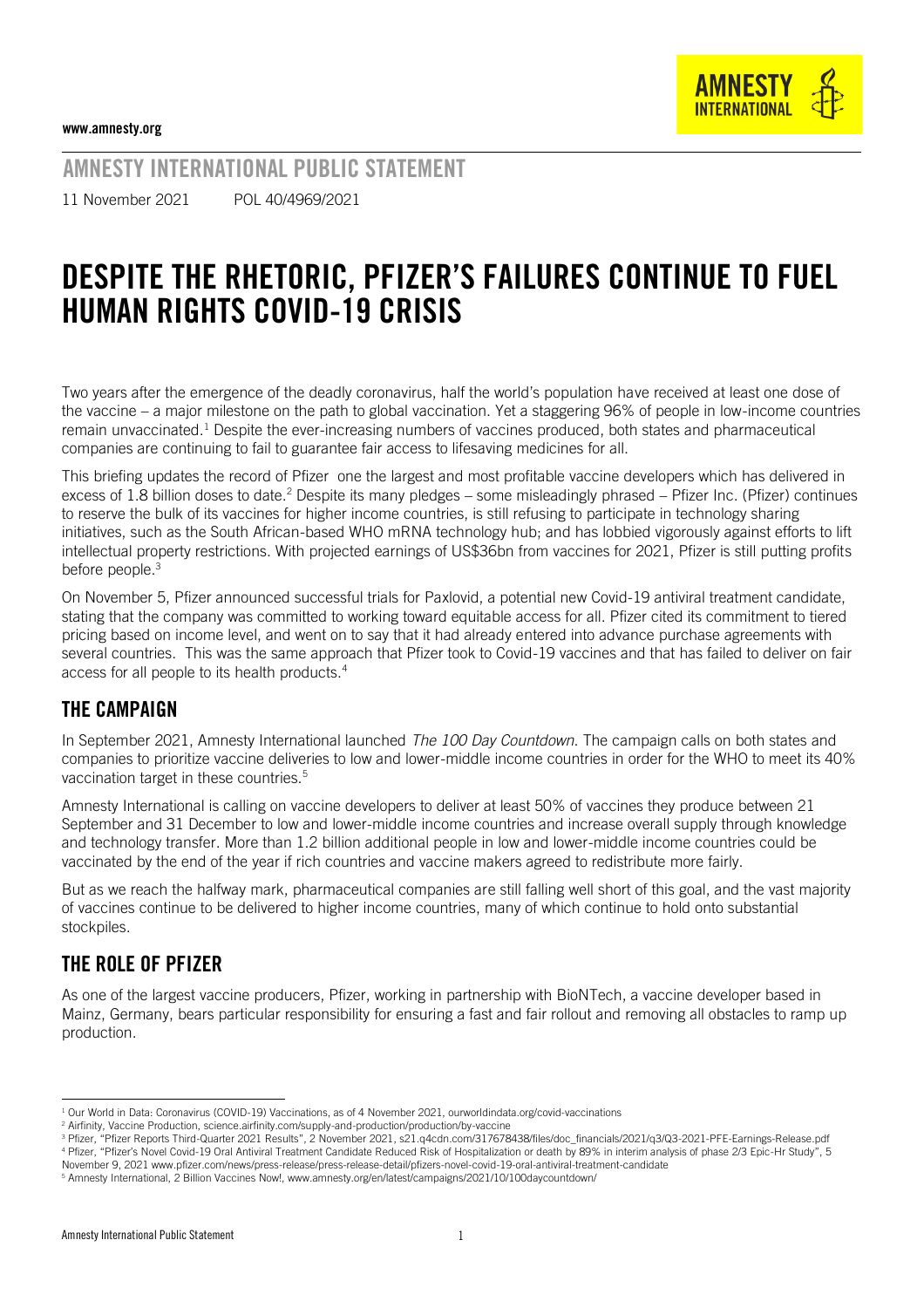www.amnesty.org

AMNESTY INTERNATIONAL PUBLIC STATEMENT

11 November 2021 POL 40/4969/2021

# DESPITE THE RHETORIC, PFIZER'S FAILURES CONTINUE TO FUEL HUMAN RIGHTS COVID-19 CRISIS

Two years after the emergence of the deadly coronavirus, half the world's population have received at least one dose of the vaccine – a major milestone on the path to global vaccination. Yet a staggering 96% of people in low-income countries remain unvaccinated.[1] Despite the ever-increasing numbers of vaccines produced, both states and pharmaceutical companies are continuing to fail to guarantee fair access to lifesaving medicines for all.

This briefing updates the record of Pfizer one the largest and most profitable vaccine developers which has delivered in excess of 1.8 billion doses to date.[2] Despite its many pledges – some misleadingly phrased – Pfizer Inc. (Pfizer) continues to reserve the bulk of its vaccines for higher income countries, is still refusing to participate in technology sharing initiatives, such as the South African-based WHO mRNA technology hub; and has lobbied vigorously against efforts to lift intellectual property restrictions. With projected earnings of US$36bn from vaccines for 2021, Pfizer is still putting profits before people.[3]

On November 5, Pfizer announced successful trials for Paxlovid, a potential new Covid-19 antiviral treatment candidate, stating that the company was committed to working toward equitable access for all. Pfizer cited its commitment to tiered pricing based on income level, and went on to say that it had already entered into advance purchase agreements with several countries. This was the same approach that Pfizer took to Covid-19 vaccines and that has failed to deliver on fair access for all people to its health products.[4]

## THE CAMPAIGN

In September 2021, Amnesty International launched *The 100 Day Countdown*. The campaign calls on both states and companies to prioritize vaccine deliveries to low and lower-middle income countries in order for the WHO to meet its 40% vaccination target in these countries.[5]

Amnesty International is calling on vaccine developers to deliver at least 50% of vaccines they produce between 21 September and 31 December to low and lower-middle income countries and increase overall supply through knowledge and technology transfer. More than 1.2 billion additional people in low and lower-middle income countries could be vaccinated by the end of the year if rich countries and vaccine makers agreed to redistribute more fairly.

But as we reach the halfway mark, pharmaceutical companies are still falling well short of this goal, and the vast majority of vaccines continue to be delivered to higher income countries, many of which continue to hold onto substantial stockpiles.

## THE ROLE OF PFIZER

As one of the largest vaccine producers, Pfizer, working in partnership with BioNTech, a vaccine developer based in Mainz, Germany, bears particular responsibility for ensuring a fast and fair rollout and removing all obstacles to ramp up production.

---

[1] Our World in Data: Coronavirus (COVID-19) Vaccinations, as of 4 November 2021, ourworldindata.org/covid-vaccinations

[2] Airfinity, Vaccine Production, science.airfinity.com/supply-and-production/production/by-vaccine

[3] Pfizer, "Pfizer Reports Third-Quarter 2021 Results", 2 November 2021, s21.q4cdn.com/317678438/files/doc_financials/2021/q3/Q3-2021-PFE-Earnings-Release.pdf

[4] Pfizer, "Pfizer's Novel Covid-19 Oral Antiviral Treatment Candidate Reduced Risk of Hospitalization or death by 89% in interim analysis of phase 2/3 Epic-Hr Study", 5 November 9, 2021 www.pfizer.com/news/press-release/press-release-detail/pfizers-novel-covid-19-oral-antiviral-treatment-candidate

[5] Amnesty International, 2 Billion Vaccines Now!, www.amnesty.org/en/latest/campaigns/2021/10/100daycountdown/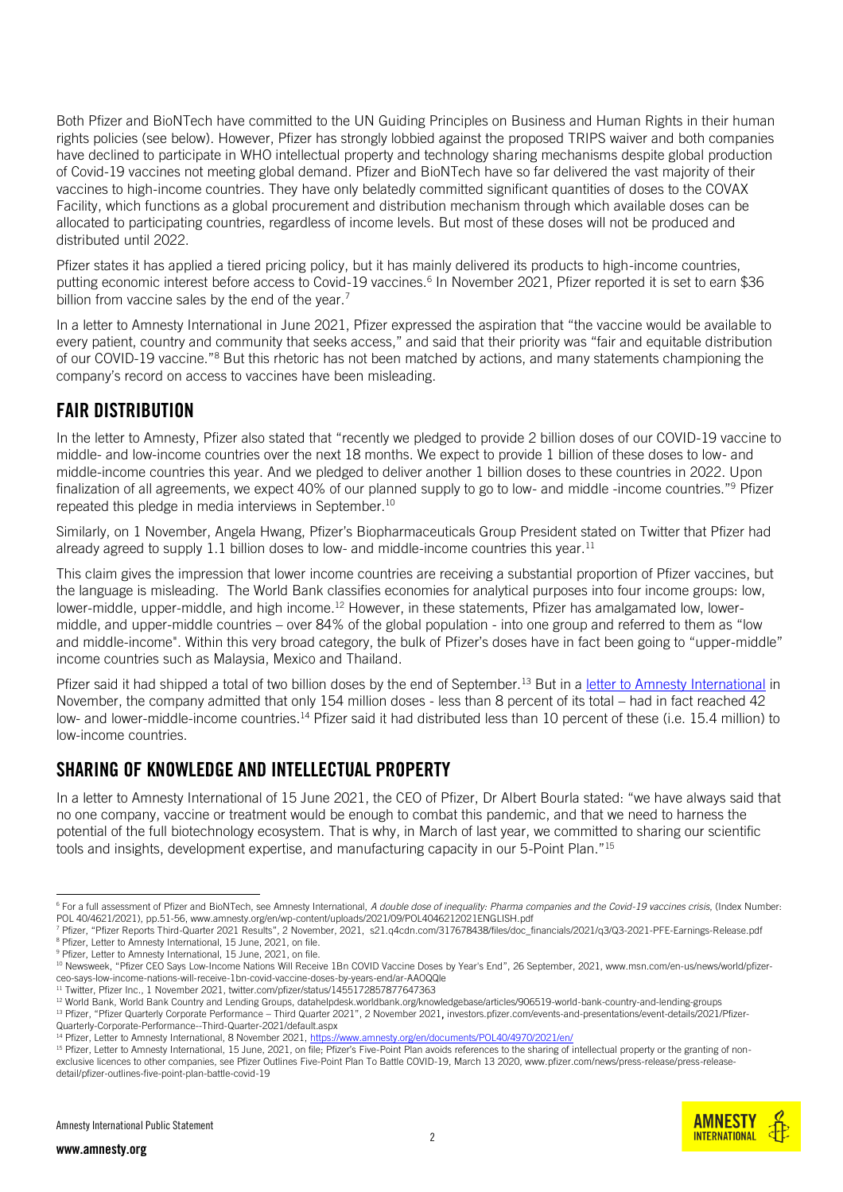Both Pfizer and BioNTech have committed to the UN Guiding Principles on Business and Human Rights in their human rights policies (see below). However, Pfizer has strongly lobbied against the proposed TRIPS waiver and both companies have declined to participate in WHO intellectual property and technology sharing mechanisms despite global production of Covid-19 vaccines not meeting global demand. Pfizer and BioNTech have so far delivered the vast majority of their vaccines to high-income countries. They have only belatedly committed significant quantities of doses to the COVAX Facility, which functions as a global procurement and distribution mechanism through which available doses can be allocated to participating countries, regardless of income levels. But most of these doses will not be produced and distributed until 2022.

Pfizer states it has applied a tiered pricing policy, but it has mainly delivered its products to high-income countries, putting economic interest before access to Covid-19 vaccines.[6] In November 2021, Pfizer reported it is set to earn $36 billion from vaccine sales by the end of the year.[7]

In a letter to Amnesty International in June 2021, Pfizer expressed the aspiration that "the vaccine would be available to every patient, country and community that seeks access," and said that their priority was "fair and equitable distribution of our COVID-19 vaccine."[8] But this rhetoric has not been matched by actions, and many statements championing the company's record on access to vaccines have been misleading.

## FAIR DISTRIBUTION

In the letter to Amnesty, Pfizer also stated that "recently we pledged to provide 2 billion doses of our COVID-19 vaccine to middle- and low-income countries over the next 18 months. We expect to provide 1 billion of these doses to low- and middle-income countries this year. And we pledged to deliver another 1 billion doses to these countries in 2022. Upon finalization of all agreements, we expect 40% of our planned supply to go to low- and middle -income countries."[9] Pfizer repeated this pledge in media interviews in September.[10]

Similarly, on 1 November, Angela Hwang, Pfizer's Biopharmaceuticals Group President stated on Twitter that Pfizer had already agreed to supply 1.1 billion doses to low- and middle-income countries this year.[11]

This claim gives the impression that lower income countries are receiving a substantial proportion of Pfizer vaccines, but the language is misleading. The World Bank classifies economies for analytical purposes into four income groups: low, lower-middle, upper-middle, and high income.[12] However, in these statements, Pfizer has amalgamated low, lower-middle, and upper-middle countries – over 84% of the global population - into one group and referred to them as "low and middle-income". Within this very broad category, the bulk of Pfizer's doses have in fact been going to "upper-middle" income countries such as Malaysia, Mexico and Thailand.

Pfizer said it had shipped a total of two billion doses by the end of September.[13] But in a [letter to Amnesty International](https://www.amnesty.org/en/documents/POL40/4970/2021/en/) in November, the company admitted that only 154 million doses - less than 8 percent of its total – had in fact reached 42 low- and lower-middle-income countries.[14] Pfizer said it had distributed less than 10 percent of these (i.e. 15.4 million) to low-income countries.

## SHARING OF KNOWLEDGE AND INTELLECTUAL PROPERTY

In a letter to Amnesty International of 15 June 2021, the CEO of Pfizer, Dr Albert Bourla stated: "we have always said that no one company, vaccine or treatment would be enough to combat this pandemic, and that we need to harness the potential of the full biotechnology ecosystem. That is why, in March of last year, we committed to sharing our scientific tools and insights, development expertise, and manufacturing capacity in our 5-Point Plan."[15]

---

[6] For a full assessment of Pfizer and BioNTech, see Amnesty International, *A double dose of inequality: Pharma companies and the Covid-19 vaccines crisis*, (Index Number: POL 40/4621/2021), pp.51-56, www.amnesty.org/en/wp-content/uploads/2021/09/POL4046212021ENGLISH.pdf

[7] Pfizer, "Pfizer Reports Third-Quarter 2021 Results", 2 November, 2021, s21.q4cdn.com/317678438/files/doc_financials/2021/q3/Q3-2021-PFE-Earnings-Release.pdf

[8] Pfizer, Letter to Amnesty International, 15 June, 2021, on file.

[9] Pfizer, Letter to Amnesty International, 15 June, 2021, on file.

[10] Newsweek, "Pfizer CEO Says Low-Income Nations Will Receive 1Bn COVID Vaccine Doses by Year's End", 26 September, 2021, www.msn.com/en-us/news/world/pfizer-ceo-says-low-income-nations-will-receive-1bn-covid-vaccine-doses-by-years-end/ar-AAOQQle

[11] Twitter, Pfizer Inc., 1 November 2021, twitter.com/pfizer/status/1455172857877647363

[12] World Bank, World Bank Country and Lending Groups, datahelpdesk.worldbank.org/knowledgebase/articles/906519-world-bank-country-and-lending-groups

[13] Pfizer, "Pfizer Quarterly Corporate Performance – Third Quarter 2021", 2 November 2021, investors.pfizer.com/events-and-presentations/event-details/2021/Pfizer-Quarterly-Corporate-Performance--Third-Quarter-2021/default.aspx

[14] Pfizer, Letter to Amnesty International, 8 November 2021, https://www.amnesty.org/en/documents/POL40/4970/2021/en/

[15] Pfizer, Letter to Amnesty International, 15 June, 2021, on file; Pfizer's Five-Point Plan avoids references to the sharing of intellectual property or the granting of non-exclusive licences to other companies, see Pfizer Outlines Five-Point Plan To Battle COVID-19, March 13 2020, www.pfizer.com/news/press-release/press-release-detail/pfizer-outlines-five-point-plan-battle-covid-19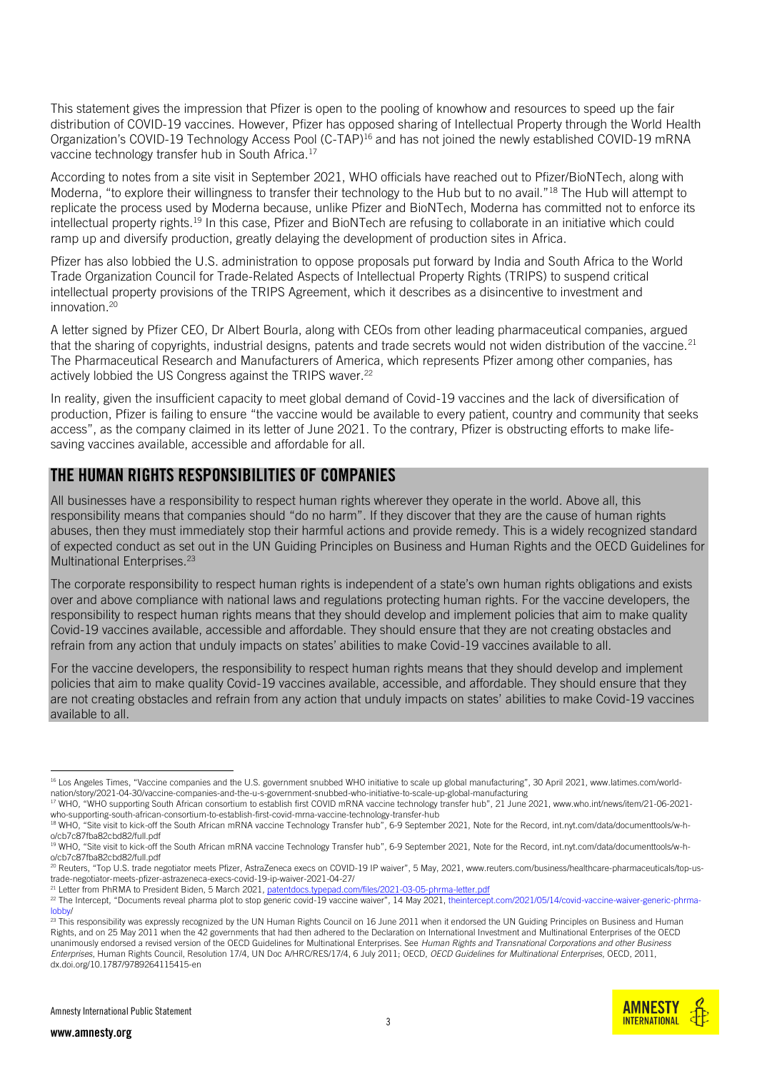This statement gives the impression that Pfizer is open to the pooling of knowhow and resources to speed up the fair distribution of COVID-19 vaccines. However, Pfizer has opposed sharing of Intellectual Property through the World Health Organization's COVID-19 Technology Access Pool (C-TAP)[16] and has not joined the newly established COVID-19 mRNA vaccine technology transfer hub in South Africa.[17]

According to notes from a site visit in September 2021, WHO officials have reached out to Pfizer/BioNTech, along with Moderna, "to explore their willingness to transfer their technology to the Hub but to no avail."[18] The Hub will attempt to replicate the process used by Moderna because, unlike Pfizer and BioNTech, Moderna has committed not to enforce its intellectual property rights.[19] In this case, Pfizer and BioNTech are refusing to collaborate in an initiative which could ramp up and diversify production, greatly delaying the development of production sites in Africa.

Pfizer has also lobbied the U.S. administration to oppose proposals put forward by India and South Africa to the World Trade Organization Council for Trade-Related Aspects of Intellectual Property Rights (TRIPS) to suspend critical intellectual property provisions of the TRIPS Agreement, which it describes as a disincentive to investment and innovation.[20]

A letter signed by Pfizer CEO, Dr Albert Bourla, along with CEOs from other leading pharmaceutical companies, argued that the sharing of copyrights, industrial designs, patents and trade secrets would not widen distribution of the vaccine.[21] The Pharmaceutical Research and Manufacturers of America, which represents Pfizer among other companies, has actively lobbied the US Congress against the TRIPS waver.[22]

In reality, given the insufficient capacity to meet global demand of Covid-19 vaccines and the lack of diversification of production, Pfizer is failing to ensure "the vaccine would be available to every patient, country and community that seeks access", as the company claimed in its letter of June 2021. To the contrary, Pfizer is obstructing efforts to make life-saving vaccines available, accessible and affordable for all.

## THE HUMAN RIGHTS RESPONSIBILITIES OF COMPANIES

All businesses have a responsibility to respect human rights wherever they operate in the world. Above all, this responsibility means that companies should "do no harm". If they discover that they are the cause of human rights abuses, then they must immediately stop their harmful actions and provide remedy. This is a widely recognized standard of expected conduct as set out in the UN Guiding Principles on Business and Human Rights and the OECD Guidelines for Multinational Enterprises.[23]

The corporate responsibility to respect human rights is independent of a state's own human rights obligations and exists over and above compliance with national laws and regulations protecting human rights. For the vaccine developers, the responsibility to respect human rights means that they should develop and implement policies that aim to make quality Covid-19 vaccines available, accessible and affordable. They should ensure that they are not creating obstacles and refrain from any action that unduly impacts on states' abilities to make Covid-19 vaccines available to all.

For the vaccine developers, the responsibility to respect human rights means that they should develop and implement policies that aim to make quality Covid-19 vaccines available, accessible, and affordable. They should ensure that they are not creating obstacles and refrain from any action that unduly impacts on states' abilities to make Covid-19 vaccines available to all.

---

[16] Los Angeles Times, "Vaccine companies and the U.S. government snubbed WHO initiative to scale up global manufacturing", 30 April 2021, www.latimes.com/world-nation/story/2021-04-30/vaccine-companies-and-the-u-s-government-snubbed-who-initiative-to-scale-up-global-manufacturing

[17] WHO, "WHO supporting South African consortium to establish first COVID mRNA vaccine technology transfer hub", 21 June 2021, www.who.int/news/item/21-06-2021-who-supporting-south-african-consortium-to-establish-first-covid-mrna-vaccine-technology-transfer-hub

[18] WHO, "Site visit to kick-off the South African mRNA vaccine Technology Transfer hub", 6-9 September 2021, Note for the Record, int.nyt.com/data/documenttools/w-h-o/cb7c87fba82cbd82/full.pdf

[19] WHO, "Site visit to kick-off the South African mRNA vaccine Technology Transfer hub", 6-9 September 2021, Note for the Record, int.nyt.com/data/documenttools/w-h-o/cb7c87fba82cbd82/full.pdf

[20] Reuters, "Top U.S. trade negotiator meets Pfizer, AstraZeneca execs on COVID-19 IP waiver", 5 May, 2021, www.reuters.com/business/healthcare-pharmaceuticals/top-us-trade-negotiator-meets-pfizer-astrazeneca-execs-covid-19-ip-waiver-2021-04-27/

[21] Letter from PhRMA to President Biden, 5 March 2021, patentdocs.typepad.com/files/2021-03-05-phrma-letter.pdf

[22] The Intercept, "Documents reveal pharma plot to stop generic covid-19 vaccine waiver", 14 May 2021, theintercept.com/2021/05/14/covid-vaccine-waiver-generic-phrma-lobby/

[23] This responsibility was expressly recognized by the UN Human Rights Council on 16 June 2011 when it endorsed the UN Guiding Principles on Business and Human Rights, and on 25 May 2011 when the 42 governments that had then adhered to the Declaration on International Investment and Multinational Enterprises of the OECD unanimously endorsed a revised version of the OECD Guidelines for Multinational Enterprises. See *Human Rights and Transnational Corporations and other Business Enterprises*, Human Rights Council, Resolution 17/4, UN Doc A/HRC/RES/17/4, 6 July 2011; OECD, *OECD Guidelines for Multinational Enterprises*, OECD, 2011, dx.doi.org/10.1787/9789264115415-en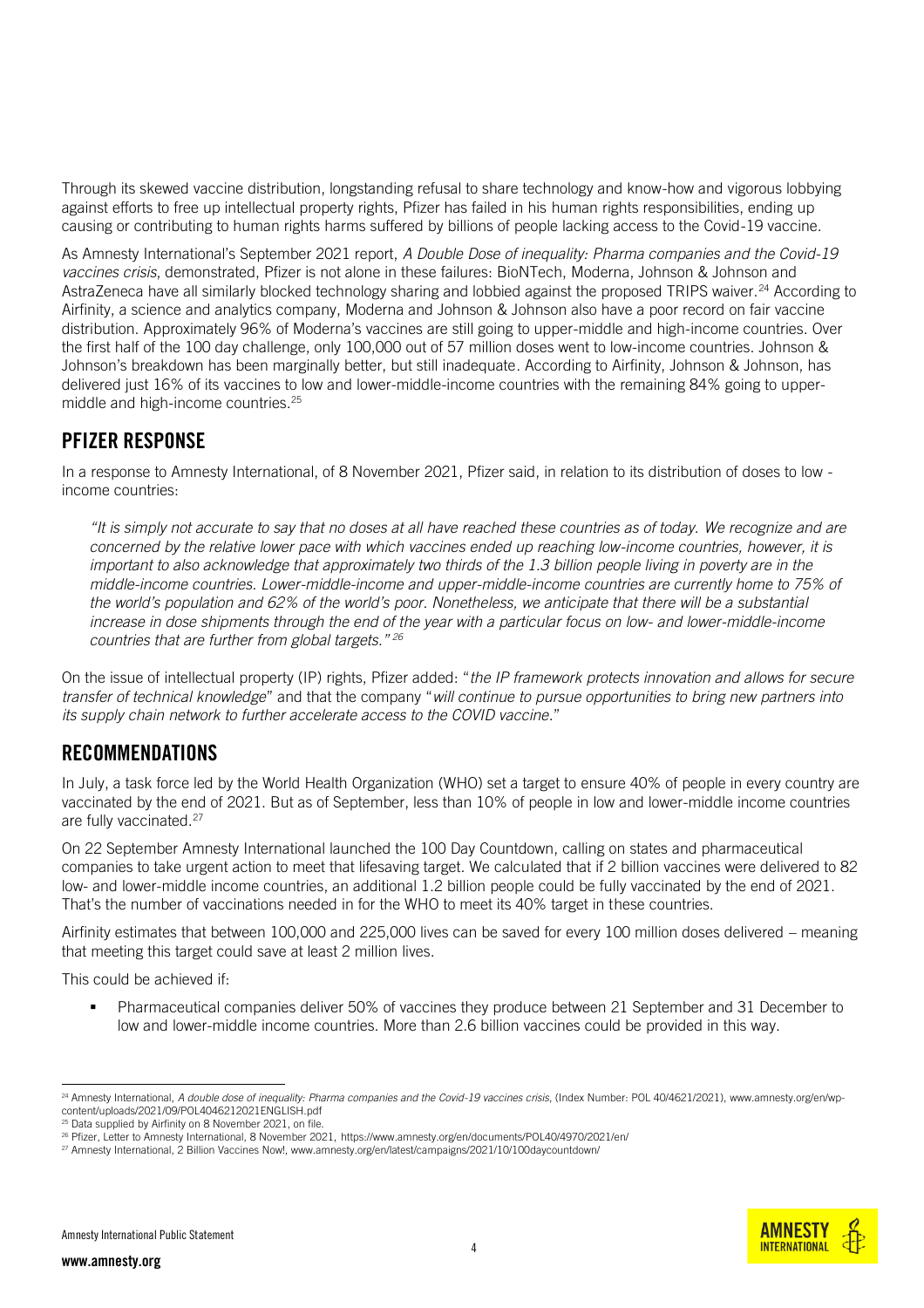Through its skewed vaccine distribution, longstanding refusal to share technology and know-how and vigorous lobbying against efforts to free up intellectual property rights, Pfizer has failed in his human rights responsibilities, ending up causing or contributing to human rights harms suffered by billions of people lacking access to the Covid-19 vaccine.

As Amnesty International's September 2021 report, *A Double Dose of inequality: Pharma companies and the Covid-19 vaccines crisis*, demonstrated, Pfizer is not alone in these failures: BioNTech, Moderna, Johnson & Johnson and AstraZeneca have all similarly blocked technology sharing and lobbied against the proposed TRIPS waiver.[24] According to Airfinity, a science and analytics company, Moderna and Johnson & Johnson also have a poor record on fair vaccine distribution. Approximately 96% of Moderna's vaccines are still going to upper-middle and high-income countries. Over the first half of the 100 day challenge, only 100,000 out of 57 million doses went to low-income countries. Johnson & Johnson's breakdown has been marginally better, but still inadequate. According to Airfinity, Johnson & Johnson, has delivered just 16% of its vaccines to low and lower-middle-income countries with the remaining 84% going to upper-middle and high-income countries.[25]

## PFIZER RESPONSE

In a response to Amnesty International, of 8 November 2021, Pfizer said, in relation to its distribution of doses to low - income countries:

> *"It is simply not accurate to say that no doses at all have reached these countries as of today. We recognize and are concerned by the relative lower pace with which vaccines ended up reaching low-income countries, however, it is important to also acknowledge that approximately two thirds of the 1.3 billion people living in poverty are in the middle-income countries. Lower-middle-income and upper-middle-income countries are currently home to 75% of the world's population and 62% of the world's poor. Nonetheless, we anticipate that there will be a substantial increase in dose shipments through the end of the year with a particular focus on low- and lower-middle-income countries that are further from global targets."* [26]

On the issue of intellectual property (IP) rights, Pfizer added: "*the IP framework protects innovation and allows for secure transfer of technical knowledge*" and that the company "*will continue to pursue opportunities to bring new partners into its supply chain network to further accelerate access to the COVID vaccine.*"

## RECOMMENDATIONS

In July, a task force led by the World Health Organization (WHO) set a target to ensure 40% of people in every country are vaccinated by the end of 2021. But as of September, less than 10% of people in low and lower-middle income countries are fully vaccinated.[27]

On 22 September Amnesty International launched the 100 Day Countdown, calling on states and pharmaceutical companies to take urgent action to meet that lifesaving target. We calculated that if 2 billion vaccines were delivered to 82 low- and lower-middle income countries, an additional 1.2 billion people could be fully vaccinated by the end of 2021. That's the number of vaccinations needed in for the WHO to meet its 40% target in these countries.

Airfinity estimates that between 100,000 and 225,000 lives can be saved for every 100 million doses delivered – meaning that meeting this target could save at least 2 million lives.

This could be achieved if:

- Pharmaceutical companies deliver 50% of vaccines they produce between 21 September and 31 December to low and lower-middle income countries. More than 2.6 billion vaccines could be provided in this way.

---

[24] Amnesty International, *A double dose of inequality: Pharma companies and the Covid-19 vaccines crisis*, (Index Number: POL 40/4621/2021), www.amnesty.org/en/wp-content/uploads/2021/09/POL4046212021ENGLISH.pdf

[25] Data supplied by Airfinity on 8 November 2021, on file.

[26] Pfizer, Letter to Amnesty International, 8 November 2021, https://www.amnesty.org/en/documents/POL40/4970/2021/en/

[27] Amnesty International, 2 Billion Vaccines Now!, www.amnesty.org/en/latest/campaigns/2021/10/100daycountdown/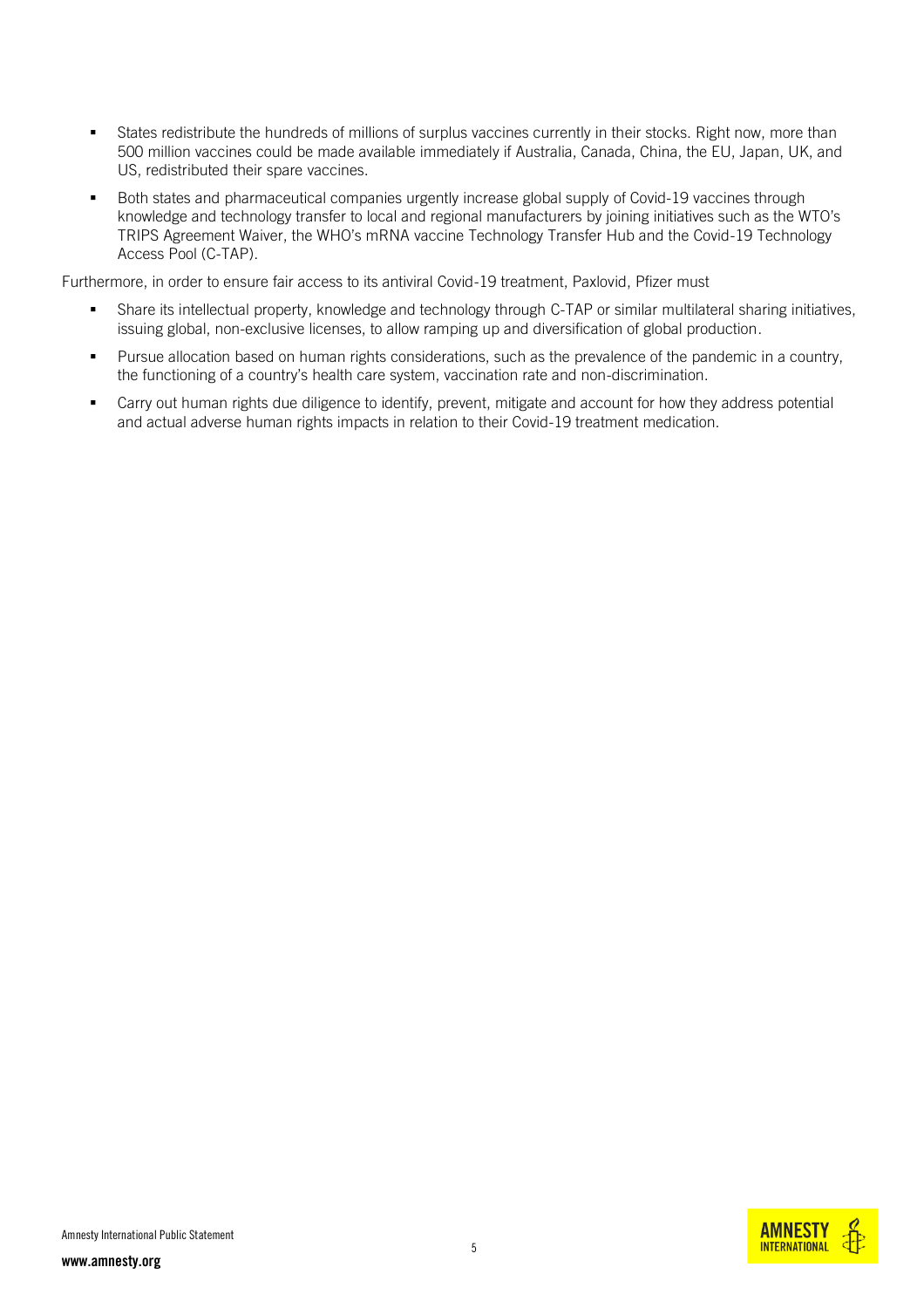- States redistribute the hundreds of millions of surplus vaccines currently in their stocks. Right now, more than 500 million vaccines could be made available immediately if Australia, Canada, China, the EU, Japan, UK, and US, redistributed their spare vaccines.
- Both states and pharmaceutical companies urgently increase global supply of Covid-19 vaccines through knowledge and technology transfer to local and regional manufacturers by joining initiatives such as the WTO's TRIPS Agreement Waiver, the WHO's mRNA vaccine Technology Transfer Hub and the Covid-19 Technology Access Pool (C-TAP).

Furthermore, in order to ensure fair access to its antiviral Covid-19 treatment, Paxlovid, Pfizer must

- Share its intellectual property, knowledge and technology through C-TAP or similar multilateral sharing initiatives, issuing global, non-exclusive licenses, to allow ramping up and diversification of global production.
- Pursue allocation based on human rights considerations, such as the prevalence of the pandemic in a country, the functioning of a country's health care system, vaccination rate and non-discrimination.
- Carry out human rights due diligence to identify, prevent, mitigate and account for how they address potential and actual adverse human rights impacts in relation to their Covid-19 treatment medication.